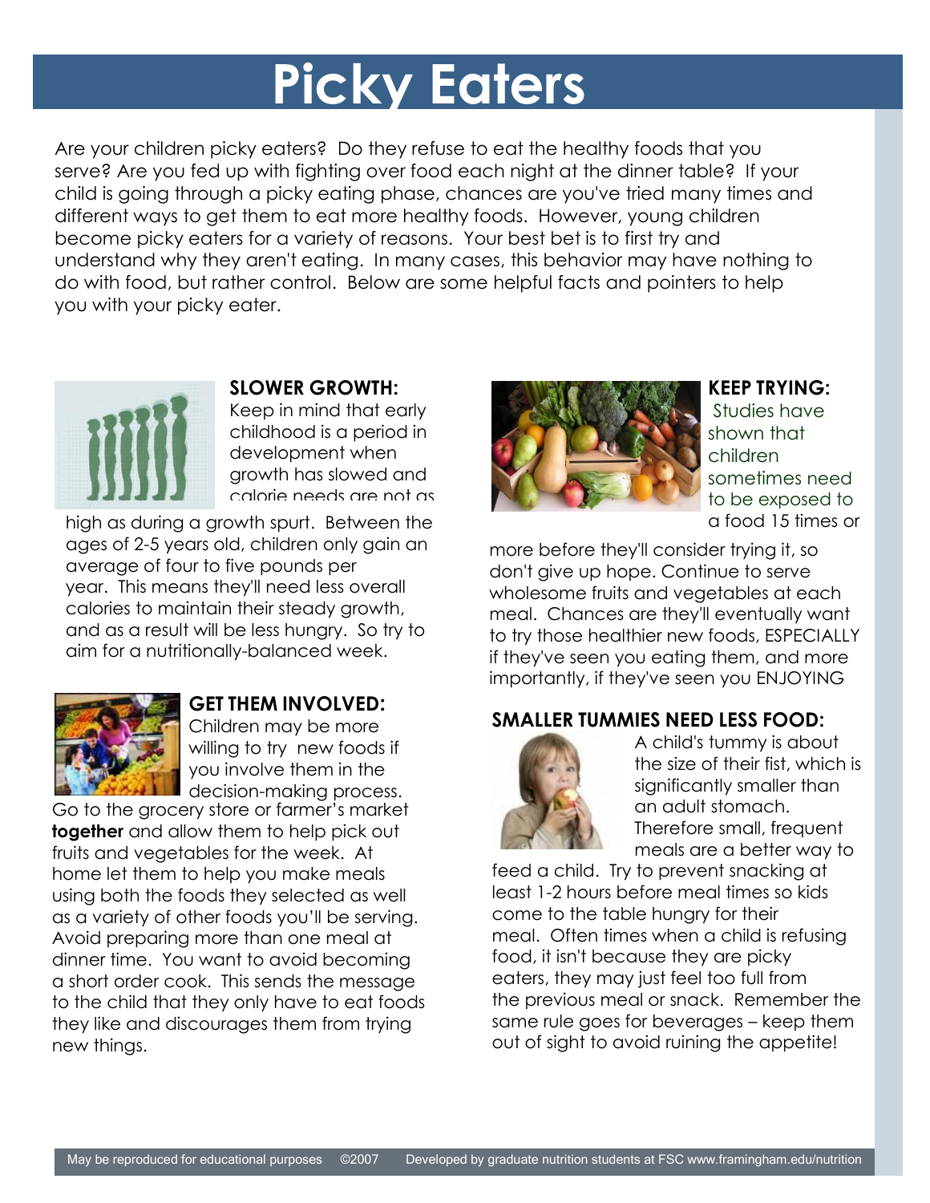# Picky Eaters

Are your children picky eaters? Do they refuse to eat the healthy foods that you serve? Are you fed up with fighting over food each night at the dinner table? If your child is going through a picky eating phase, chances are you've tried many times and different ways to get them to eat more healthy foods. However, young children become picky eaters for a variety of reasons. Your best bet is to first try and understand why they aren't eating. In many cases, this behavior may have nothing to do with food, but rather control. Below are some helpful facts and pointers to help you with your picky eater.

**SLOWER GROWTH:**
Keep in mind that early childhood is a period in development when growth has slowed and calorie needs are not as high as during a growth spurt. Between the ages of 2-5 years old, children only gain an average of four to five pounds per year. This means they'll need less overall calories to maintain their steady growth, and as a result will be less hungry. So try to aim for a nutritionally-balanced week.

**GET THEM INVOLVED:**
Children may be more willing to try new foods if you involve them in the decision-making process. Go to the grocery store or farmer's market **together** and allow them to help pick out fruits and vegetables for the week. At home let them to help you make meals using both the foods they selected as well as a variety of other foods you'll be serving. Avoid preparing more than one meal at dinner time. You want to avoid becoming a short order cook. This sends the message to the child that they only have to eat foods they like and discourages them from trying new things.

**KEEP TRYING:**
Studies have shown that children sometimes need to be exposed to a food 15 times or more before they'll consider trying it, so don't give up hope. Continue to serve wholesome fruits and vegetables at each meal. Chances are they'll eventually want to try those healthier new foods, ESPECIALLY if they've seen you eating them, and more importantly, if they've seen you ENJOYING

**SMALLER TUMMIES NEED LESS FOOD:**
A child's tummy is about the size of their fist, which is significantly smaller than an adult stomach. Therefore small, frequent meals are a better way to feed a child. Try to prevent snacking at least 1-2 hours before meal times so kids come to the table hungry for their meal. Often times when a child is refusing food, it isn't because they are picky eaters, they may just feel too full from the previous meal or snack. Remember the same rule goes for beverages – keep them out of sight to avoid ruining the appetite!

May be reproduced for educational purposes ©2007 Developed by graduate nutrition students at FSC www.framingham.edu/nutrition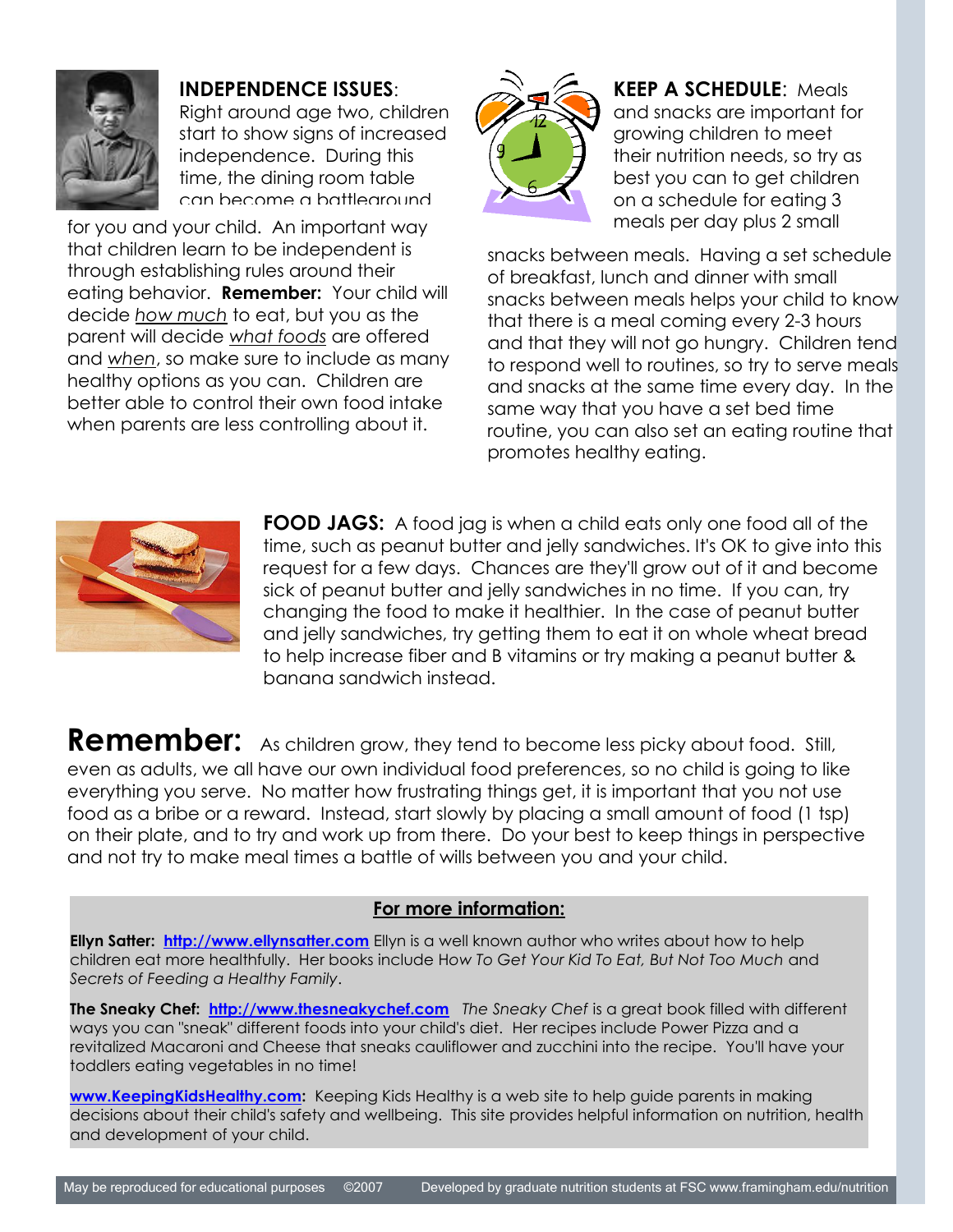**INDEPENDENCE ISSUES**: Right around age two, children start to show signs of increased independence. During this time, the dining room table can become a battleground for you and your child. An important way that children learn to be independent is through establishing rules around their eating behavior. **Remember:** Your child will decide *how much* to eat, but you as the parent will decide *what foods* are offered and *when*, so make sure to include as many healthy options as you can. Children are better able to control their own food intake when parents are less controlling about it.

**KEEP A SCHEDULE**: Meals and snacks are important for growing children to meet their nutrition needs, so try as best you can to get children on a schedule for eating 3 meals per day plus 2 small snacks between meals. Having a set schedule of breakfast, lunch and dinner with small snacks between meals helps your child to know that there is a meal coming every 2-3 hours and that they will not go hungry. Children tend to respond well to routines, so try to serve meals and snacks at the same time every day. In the same way that you have a set bed time routine, you can also set an eating routine that promotes healthy eating.

**FOOD JAGS:** A food jag is when a child eats only one food all of the time, such as peanut butter and jelly sandwiches. It's OK to give into this request for a few days. Chances are they'll grow out of it and become sick of peanut butter and jelly sandwiches in no time. If you can, try changing the food to make it healthier. In the case of peanut butter and jelly sandwiches, try getting them to eat it on whole wheat bread to help increase fiber and B vitamins or try making a peanut butter & banana sandwich instead.

**Remember:** As children grow, they tend to become less picky about food. Still, even as adults, we all have our own individual food preferences, so no child is going to like everything you serve. No matter how frustrating things get, it is important that you not use food as a bribe or a reward. Instead, start slowly by placing a small amount of food (1 tsp) on their plate, and to try and work up from there. Do your best to keep things in perspective and not try to make meal times a battle of wills between you and your child.

**For more information:**

**Ellyn Satter: http://www.ellynsatter.com** Ellyn is a well known author who writes about how to help children eat more healthfully. Her books include *How To Get Your Kid To Eat, But Not Too Much* and *Secrets of Feeding a Healthy Family*.

**The Sneaky Chef: http://www.thesneakychef.com** *The Sneaky Chef* is a great book filled with different ways you can "sneak" different foods into your child's diet. Her recipes include Power Pizza and a revitalized Macaroni and Cheese that sneaks cauliflower and zucchini into the recipe. You'll have your toddlers eating vegetables in no time!

**www.KeepingKidsHealthy.com:** Keeping Kids Healthy is a web site to help guide parents in making decisions about their child's safety and wellbeing. This site provides helpful information on nutrition, health and development of your child.

May be reproduced for educational purposes ©2007 Developed by graduate nutrition students at FSC www.framingham.edu/nutrition